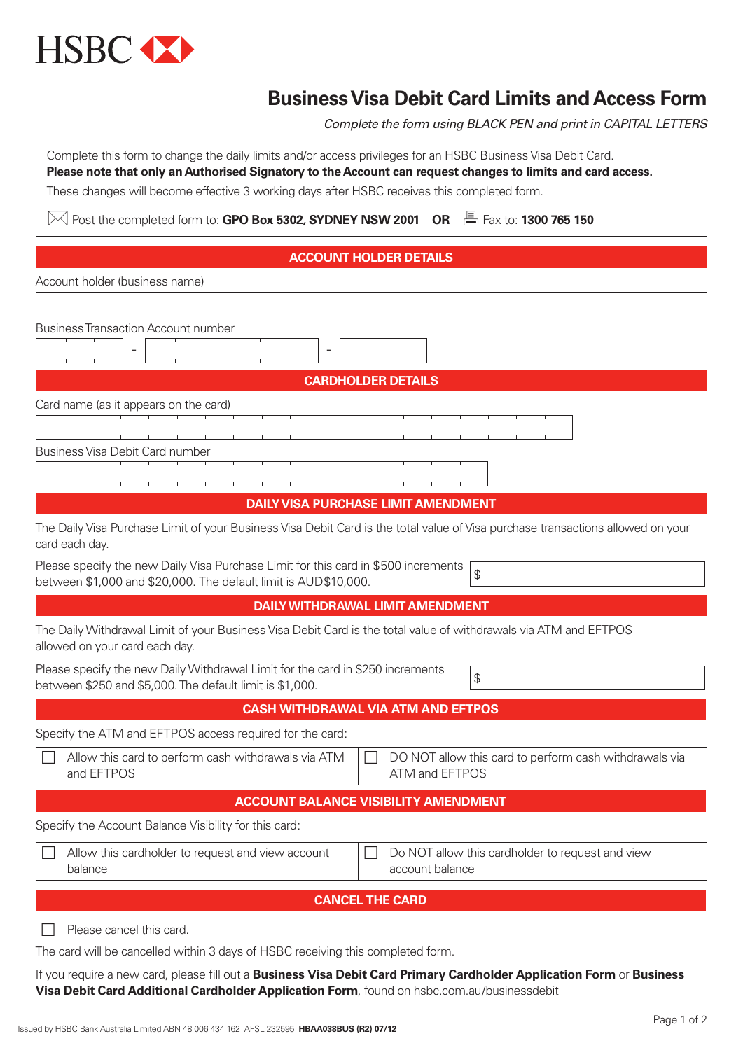HSBC

# Business Visa Debit Card Limits and Access Form

*Complete the form using BLACK PEN and print in CAPITAL LETTERS*

Complete this form to change the daily limits and/or access privileges for an HSBC Business Visa Debit Card.
**Please note that only an Authorised Signatory to the Account can request changes to limits and card access.**
These changes will become effective 3 working days after HSBC receives this completed form.

Post the completed form to: **GPO Box 5302, SYDNEY NSW 2001** **OR** Fax to: **1300 765 150**

## ACCOUNT HOLDER DETAILS

Account holder (business name)

Business Transaction Account number

\_\_\_ - \_\_\_\_\_\_ - \_\_\_

## CARDHOLDER DETAILS

Card name (as it appears on the card)

Business Visa Debit Card number

## DAILY VISA PURCHASE LIMIT AMENDMENT

The Daily Visa Purchase Limit of your Business Visa Debit Card is the total value of Visa purchase transactions allowed on your card each day.

Please specify the new Daily Visa Purchase Limit for this card in $500 increments between $1,000 and $20,000. The default limit is AUD$10,000. $

## DAILY WITHDRAWAL LIMIT AMENDMENT

The Daily Withdrawal Limit of your Business Visa Debit Card is the total value of withdrawals via ATM and EFTPOS allowed on your card each day.

Please specify the new Daily Withdrawal Limit for the card in $250 increments between $250 and $5,000. The default limit is $1,000. $

## CASH WITHDRAWAL VIA ATM AND EFTPOS

Specify the ATM and EFTPOS access required for the card:

- ☐ Allow this card to perform cash withdrawals via ATM and EFTPOS
- ☐ DO NOT allow this card to perform cash withdrawals via ATM and EFTPOS

## ACCOUNT BALANCE VISIBILITY AMENDMENT

Specify the Account Balance Visibility for this card:

- ☐ Allow this cardholder to request and view account balance
- ☐ Do NOT allow this cardholder to request and view account balance

## CANCEL THE CARD

☐ Please cancel this card.

The card will be cancelled within 3 days of HSBC receiving this completed form.

If you require a new card, please fill out a **Business Visa Debit Card Primary Cardholder Application Form** or **Business Visa Debit Card Additional Cardholder Application Form**, found on hsbc.com.au/businessdebit

Issued by HSBC Bank Australia Limited ABN 48 006 434 162 AFSL 232595 **HBAA038BUS (R2) 07/12**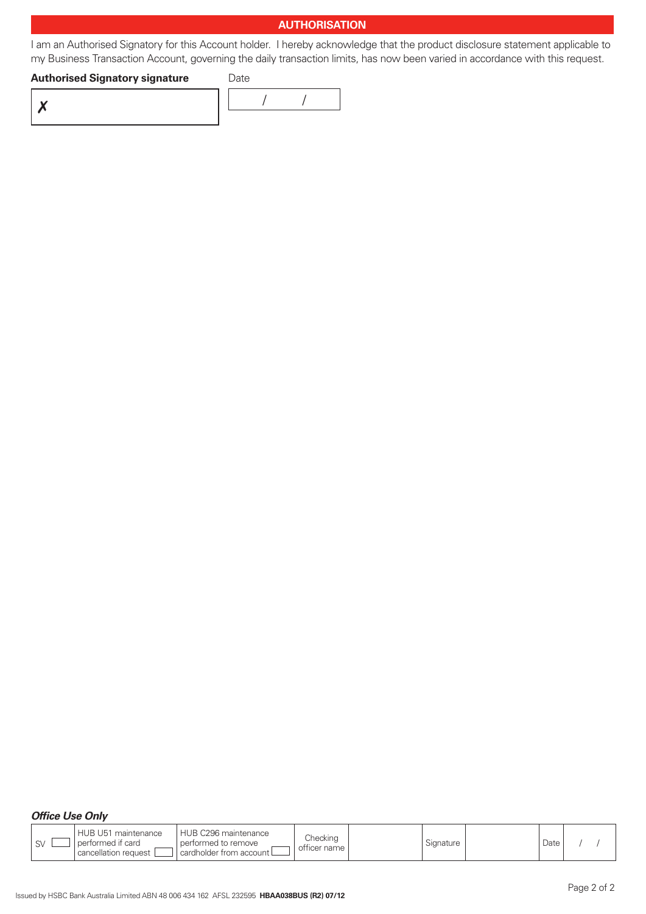## AUTHORISATION

I am an Authorised Signatory for this Account holder. I hereby acknowledge that the product disclosure statement applicable to my Business Transaction Account, governing the daily transaction limits, has now been varied in accordance with this request.

**Authorised Signatory signature**

✗

Date

/ /

***Office Use Only***

| | | | | | | | |
|---|---|---|---|---|---|---|---|
| SV ☐ | HUB U51 maintenance performed if card cancellation request ☐ | HUB C296 maintenance performed to remove cardholder from account ☐ | Checking officer name | | Signature | | Date / / |

Issued by HSBC Bank Australia Limited ABN 48 006 434 162 AFSL 232595 **HBAA038BUS (R2) 07/12**